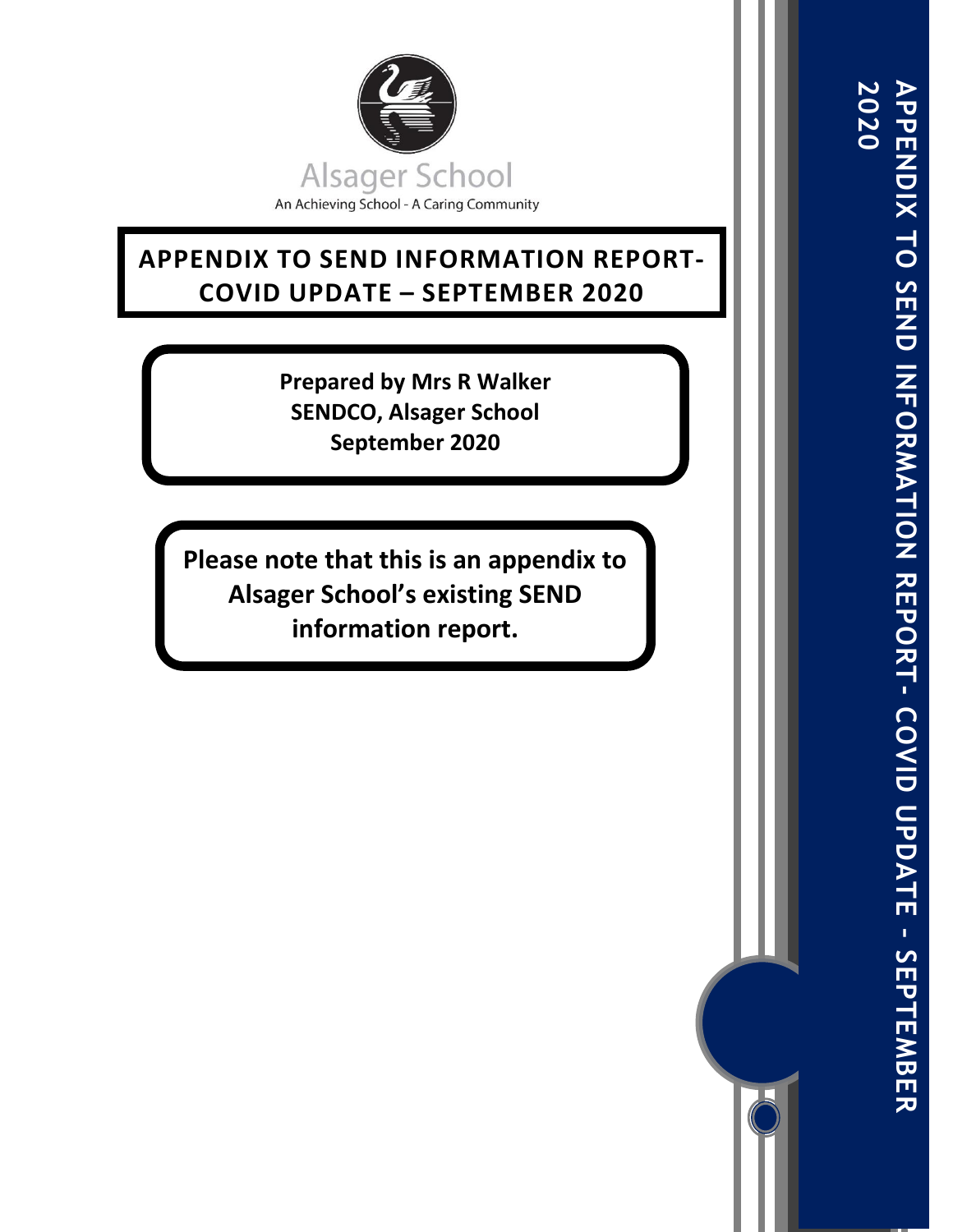Alsager School

An Achieving School - A Caring Community

# APPENDIX TO SEND INFORMATION REPORT- COVID UPDATE – SEPTEMBER 2020

**Prepared by Mrs R Walker**
**SENDCO, Alsager School**
**September 2020**

**Please note that this is an appendix to Alsager School's existing SEND information report.**

APPENDIX TO SEND INFORMATION REPORT- COVID UPDATE - SEPTEMBER 2020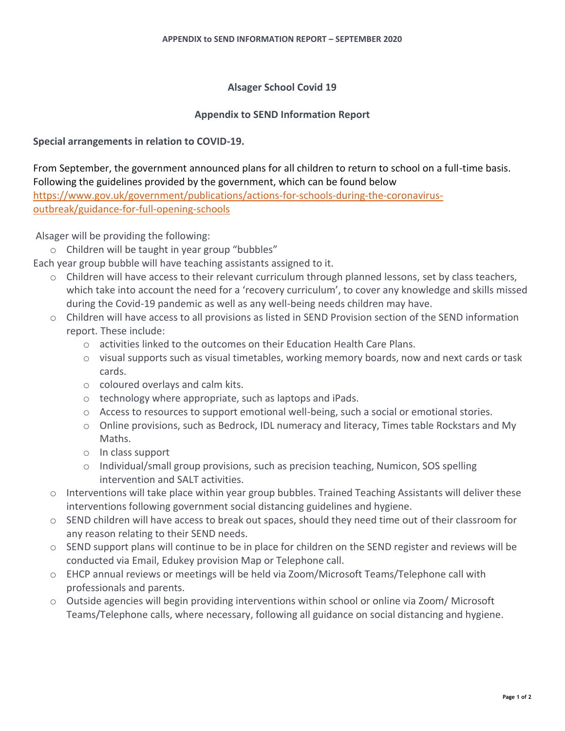**APPENDIX to SEND INFORMATION REPORT – SEPTEMBER 2020**

## Alsager School Covid 19

### Appendix to SEND Information Report

**Special arrangements in relation to COVID-19.**

From September, the government announced plans for all children to return to school on a full-time basis. Following the guidelines provided by the government, which can be found below https://www.gov.uk/government/publications/actions-for-schools-during-the-coronavirus-outbreak/guidance-for-full-opening-schools

Alsager will be providing the following:

- Children will be taught in year group "bubbles"

Each year group bubble will have teaching assistants assigned to it.

- Children will have access to their relevant curriculum through planned lessons, set by class teachers, which take into account the need for a 'recovery curriculum', to cover any knowledge and skills missed during the Covid-19 pandemic as well as any well-being needs children may have.
- Children will have access to all provisions as listed in SEND Provision section of the SEND information report. These include:
  - activities linked to the outcomes on their Education Health Care Plans.
  - visual supports such as visual timetables, working memory boards, now and next cards or task cards.
  - coloured overlays and calm kits.
  - technology where appropriate, such as laptops and iPads.
  - Access to resources to support emotional well-being, such a social or emotional stories.
  - Online provisions, such as Bedrock, IDL numeracy and literacy, Times table Rockstars and My Maths.
  - In class support
  - Individual/small group provisions, such as precision teaching, Numicon, SOS spelling intervention and SALT activities.
- Interventions will take place within year group bubbles. Trained Teaching Assistants will deliver these interventions following government social distancing guidelines and hygiene.
- SEND children will have access to break out spaces, should they need time out of their classroom for any reason relating to their SEND needs.
- SEND support plans will continue to be in place for children on the SEND register and reviews will be conducted via Email, Edukey provision Map or Telephone call.
- EHCP annual reviews or meetings will be held via Zoom/Microsoft Teams/Telephone call with professionals and parents.
- Outside agencies will begin providing interventions within school or online via Zoom/ Microsoft Teams/Telephone calls, where necessary, following all guidance on social distancing and hygiene.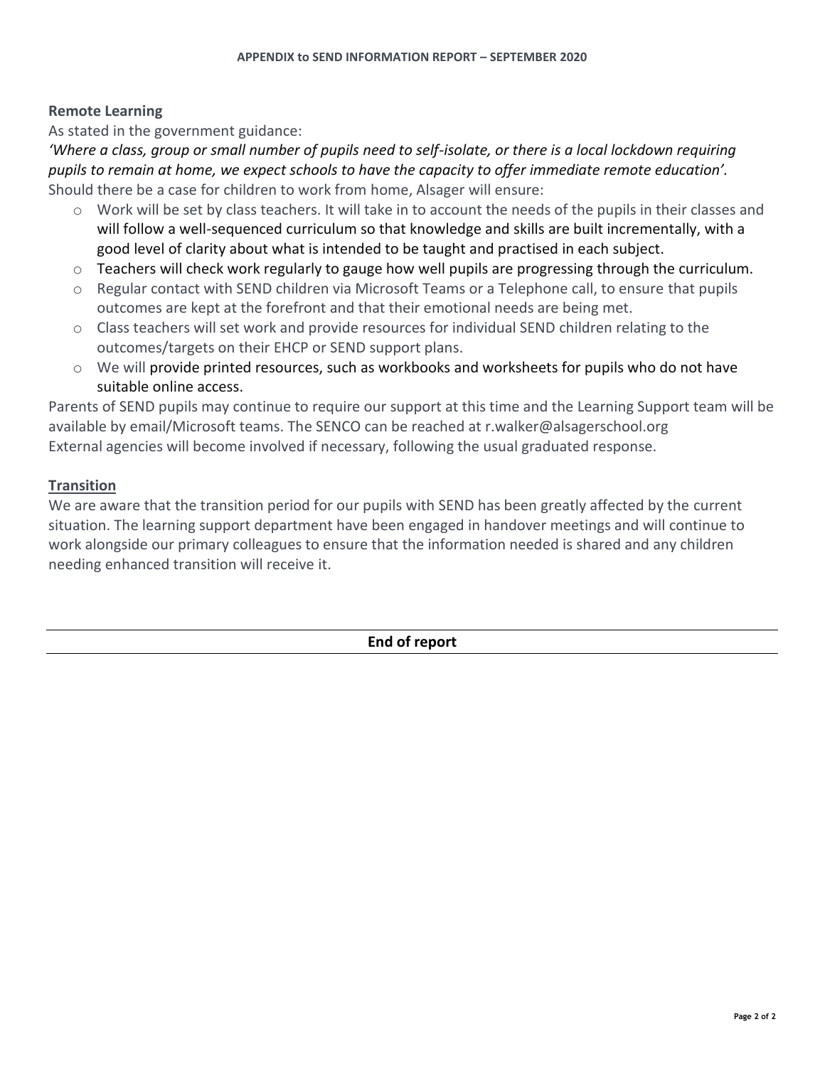## Remote Learning

As stated in the government guidance:

*'Where a class, group or small number of pupils need to self-isolate, or there is a local lockdown requiring pupils to remain at home, we expect schools to have the capacity to offer immediate remote education'.*

Should there be a case for children to work from home, Alsager will ensure:

- Work will be set by class teachers. It will take in to account the needs of the pupils in their classes and will follow a well-sequenced curriculum so that knowledge and skills are built incrementally, with a good level of clarity about what is intended to be taught and practised in each subject.
- Teachers will check work regularly to gauge how well pupils are progressing through the curriculum.
- Regular contact with SEND children via Microsoft Teams or a Telephone call, to ensure that pupils outcomes are kept at the forefront and that their emotional needs are being met.
- Class teachers will set work and provide resources for individual SEND children relating to the outcomes/targets on their EHCP or SEND support plans.
- We will provide printed resources, such as workbooks and worksheets for pupils who do not have suitable online access.

Parents of SEND pupils may continue to require our support at this time and the Learning Support team will be available by email/Microsoft teams. The SENCO can be reached at r.walker@alsagerschool.org

External agencies will become involved if necessary, following the usual graduated response.

## Transition

We are aware that the transition period for our pupils with SEND has been greatly affected by the current situation. The learning support department have been engaged in handover meetings and will continue to work alongside our primary colleagues to ensure that the information needed is shared and any children needing enhanced transition will receive it.

---

**End of report**

---